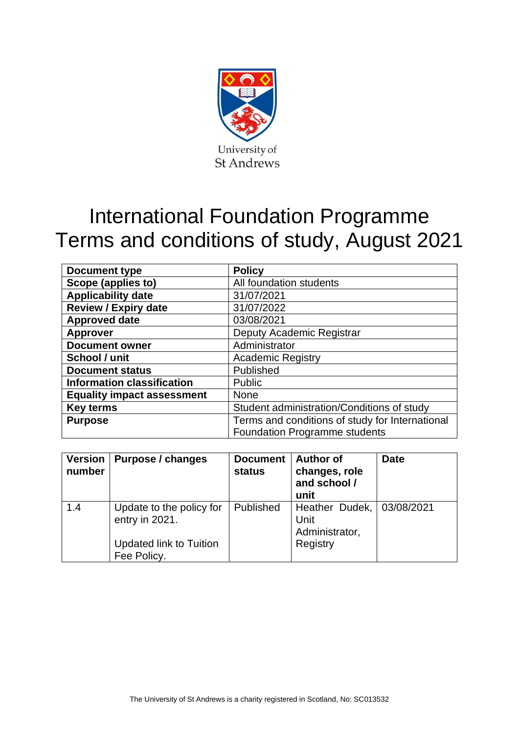University of St Andrews

# International Foundation Programme Terms and conditions of study, August 2021

| **Document type** | **Policy** |
|---|---|
| **Scope (applies to)** | All foundation students |
| **Applicability date** | 31/07/2021 |
| **Review / Expiry date** | 31/07/2022 |
| **Approved date** | 03/08/2021 |
| **Approver** | Deputy Academic Registrar |
| **Document owner** | Administrator |
| **School / unit** | Academic Registry |
| **Document status** | Published |
| **Information classification** | Public |
| **Equality impact assessment** | None |
| **Key terms** | Student administration/Conditions of study |
| **Purpose** | Terms and conditions of study for International Foundation Programme students |

| **Version number** | **Purpose / changes** | **Document status** | **Author of changes, role and school / unit** | **Date** |
|---|---|---|---|---|
| 1.4 | Update to the policy for entry in 2021. Updated link to Tuition Fee Policy. | Published | Heather Dudek, Unit Administrator, Registry | 03/08/2021 |

The University of St Andrews is a charity registered in Scotland, No: SC013532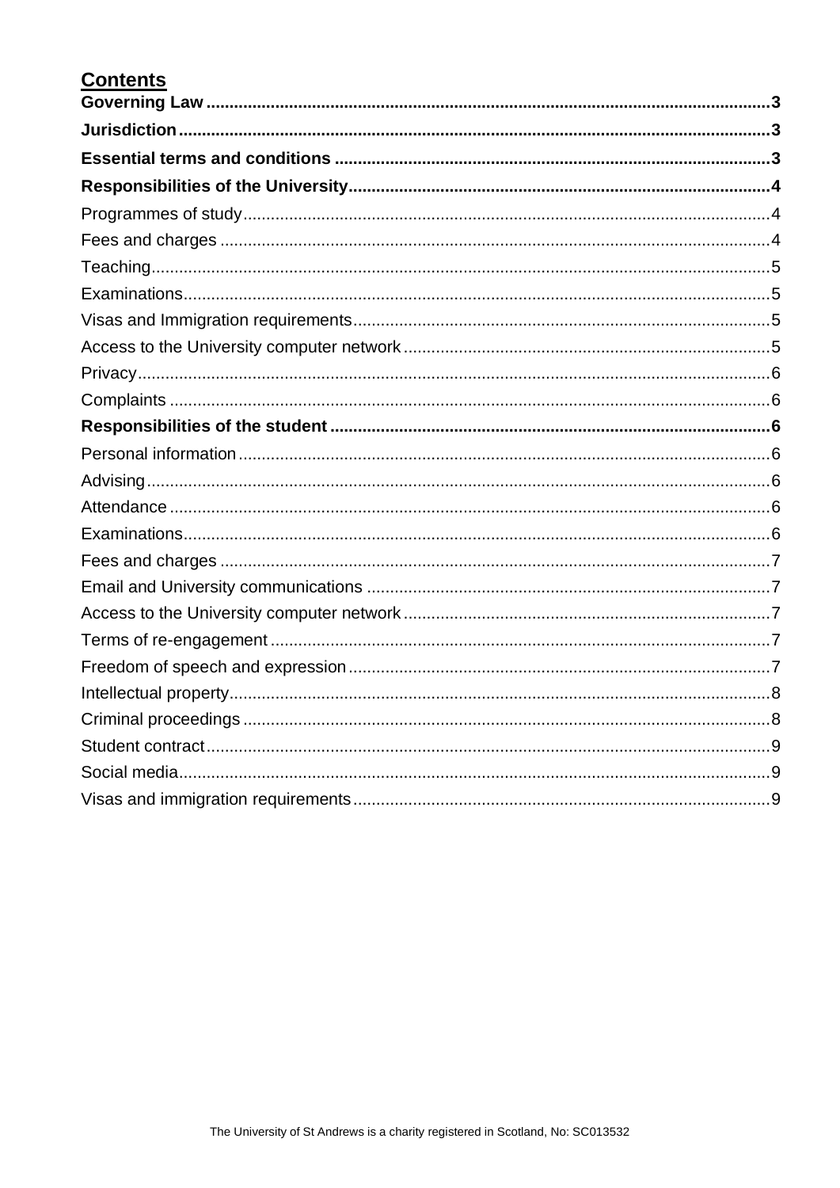## Contents

**Governing Law** .......... **3**

**Jurisdiction** .......... **3**

**Essential terms and conditions** .......... **3**

**Responsibilities of the University** .......... **4**

Programmes of study .......... 4

Fees and charges .......... 4

Teaching .......... 5

Examinations .......... 5

Visas and Immigration requirements .......... 5

Access to the University computer network .......... 5

Privacy .......... 6

Complaints .......... 6

**Responsibilities of the student** .......... **6**

Personal information .......... 6

Advising .......... 6

Attendance .......... 6

Examinations .......... 6

Fees and charges .......... 7

Email and University communications .......... 7

Access to the University computer network .......... 7

Terms of re-engagement .......... 7

Freedom of speech and expression .......... 7

Intellectual property .......... 8

Criminal proceedings .......... 8

Student contract .......... 9

Social media .......... 9

Visas and immigration requirements .......... 9

The University of St Andrews is a charity registered in Scotland, No: SC013532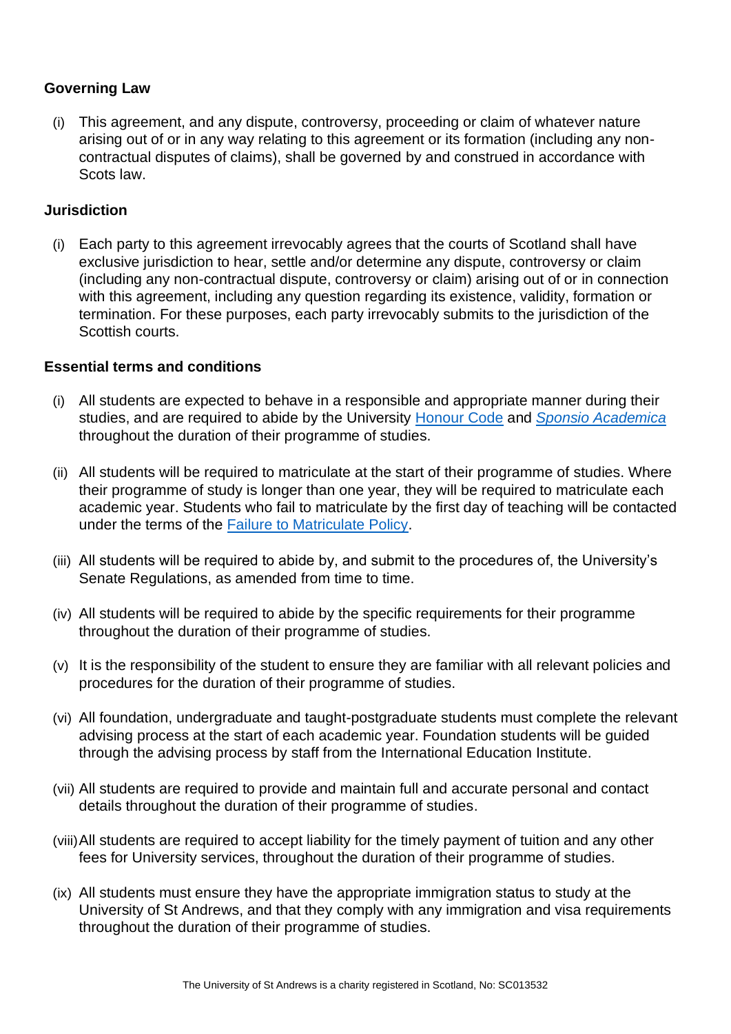## Governing Law

(i) This agreement, and any dispute, controversy, proceeding or claim of whatever nature arising out of or in any way relating to this agreement or its formation (including any non-contractual disputes of claims), shall be governed by and construed in accordance with Scots law.

## Jurisdiction

(i) Each party to this agreement irrevocably agrees that the courts of Scotland shall have exclusive jurisdiction to hear, settle and/or determine any dispute, controversy or claim (including any non-contractual dispute, controversy or claim) arising out of or in connection with this agreement, including any question regarding its existence, validity, formation or termination. For these purposes, each party irrevocably submits to the jurisdiction of the Scottish courts.

## Essential terms and conditions

(i) All students are expected to behave in a responsible and appropriate manner during their studies, and are required to abide by the University Honour Code and *Sponsio Academica* throughout the duration of their programme of studies.

(ii) All students will be required to matriculate at the start of their programme of studies. Where their programme of study is longer than one year, they will be required to matriculate each academic year. Students who fail to matriculate by the first day of teaching will be contacted under the terms of the Failure to Matriculate Policy.

(iii) All students will be required to abide by, and submit to the procedures of, the University's Senate Regulations, as amended from time to time.

(iv) All students will be required to abide by the specific requirements for their programme throughout the duration of their programme of studies.

(v) It is the responsibility of the student to ensure they are familiar with all relevant policies and procedures for the duration of their programme of studies.

(vi) All foundation, undergraduate and taught-postgraduate students must complete the relevant advising process at the start of each academic year. Foundation students will be guided through the advising process by staff from the International Education Institute.

(vii) All students are required to provide and maintain full and accurate personal and contact details throughout the duration of their programme of studies.

(viii) All students are required to accept liability for the timely payment of tuition and any other fees for University services, throughout the duration of their programme of studies.

(ix) All students must ensure they have the appropriate immigration status to study at the University of St Andrews, and that they comply with any immigration and visa requirements throughout the duration of their programme of studies.

The University of St Andrews is a charity registered in Scotland, No: SC013532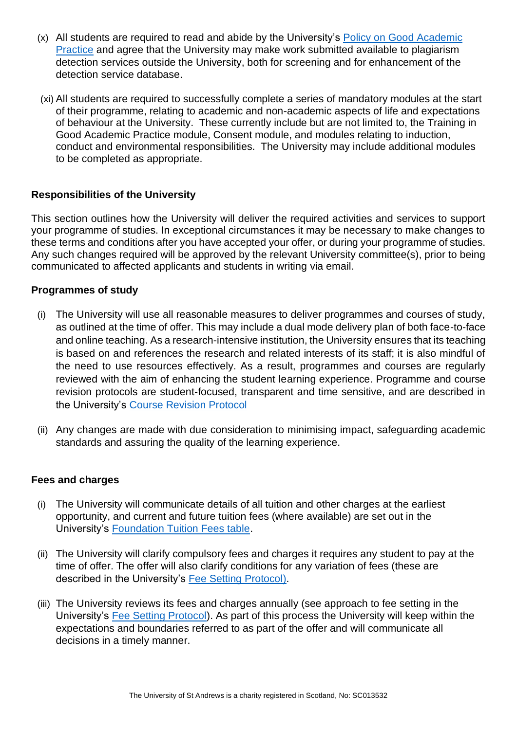(x) All students are required to read and abide by the University's [Policy on Good Academic Practice] and agree that the University may make work submitted available to plagiarism detection services outside the University, both for screening and for enhancement of the detection service database.

(xi) All students are required to successfully complete a series of mandatory modules at the start of their programme, relating to academic and non-academic aspects of life and expectations of behaviour at the University. These currently include but are not limited to, the Training in Good Academic Practice module, Consent module, and modules relating to induction, conduct and environmental responsibilities. The University may include additional modules to be completed as appropriate.

### Responsibilities of the University

This section outlines how the University will deliver the required activities and services to support your programme of studies. In exceptional circumstances it may be necessary to make changes to these terms and conditions after you have accepted your offer, or during your programme of studies. Any such changes required will be approved by the relevant University committee(s), prior to being communicated to affected applicants and students in writing via email.

### Programmes of study

(i) The University will use all reasonable measures to deliver programmes and courses of study, as outlined at the time of offer. This may include a dual mode delivery plan of both face-to-face and online teaching. As a research-intensive institution, the University ensures that its teaching is based on and references the research and related interests of its staff; it is also mindful of the need to use resources effectively. As a result, programmes and courses are regularly reviewed with the aim of enhancing the student learning experience. Programme and course revision protocols are student-focused, transparent and time sensitive, and are described in the University's Course Revision Protocol

(ii) Any changes are made with due consideration to minimising impact, safeguarding academic standards and assuring the quality of the learning experience.

### Fees and charges

(i) The University will communicate details of all tuition and other charges at the earliest opportunity, and current and future tuition fees (where available) are set out in the University's Foundation Tuition Fees table.

(ii) The University will clarify compulsory fees and charges it requires any student to pay at the time of offer. The offer will also clarify conditions for any variation of fees (these are described in the University's Fee Setting Protocol).

(iii) The University reviews its fees and charges annually (see approach to fee setting in the University's Fee Setting Protocol). As part of this process the University will keep within the expectations and boundaries referred to as part of the offer and will communicate all decisions in a timely manner.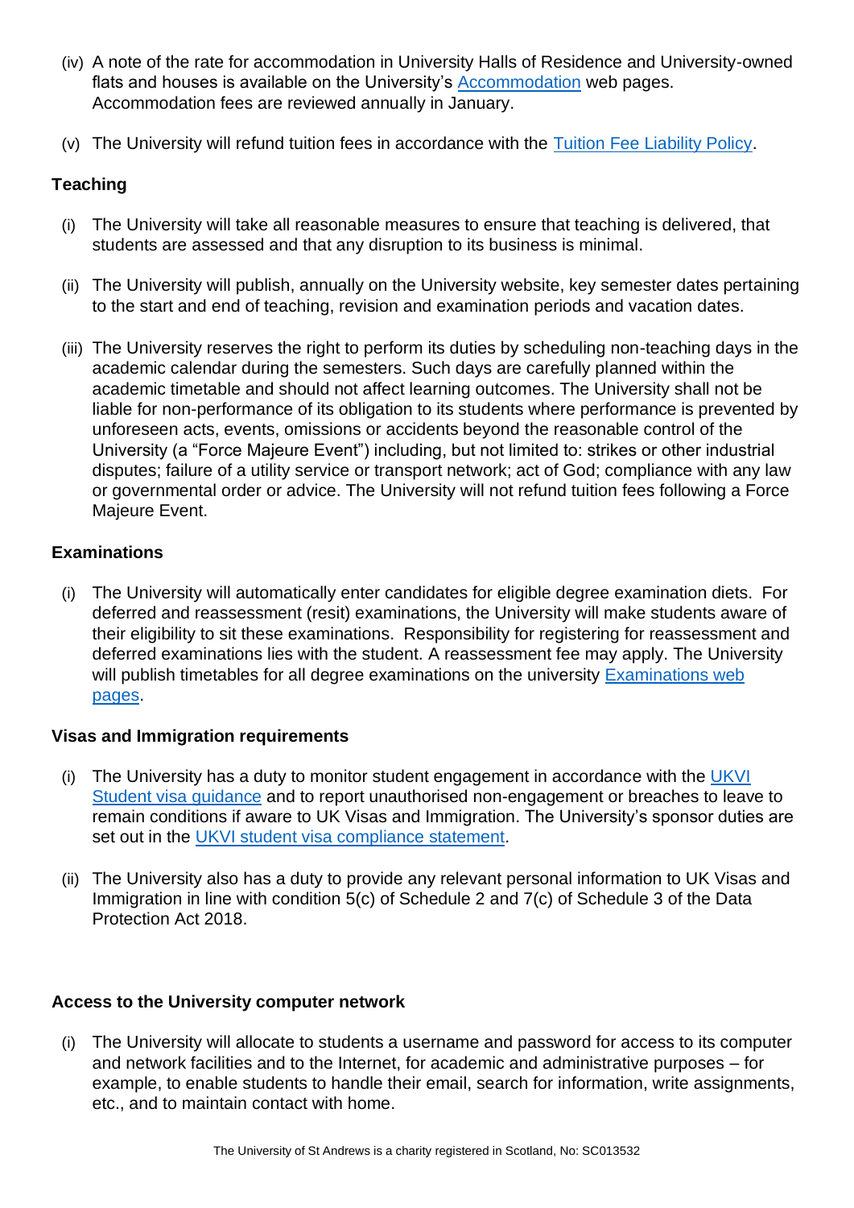(iv) A note of the rate for accommodation in University Halls of Residence and University-owned flats and houses is available on the University's Accommodation web pages. Accommodation fees are reviewed annually in January.

(v) The University will refund tuition fees in accordance with the Tuition Fee Liability Policy.

**Teaching**

(i) The University will take all reasonable measures to ensure that teaching is delivered, that students are assessed and that any disruption to its business is minimal.

(ii) The University will publish, annually on the University website, key semester dates pertaining to the start and end of teaching, revision and examination periods and vacation dates.

(iii) The University reserves the right to perform its duties by scheduling non-teaching days in the academic calendar during the semesters. Such days are carefully planned within the academic timetable and should not affect learning outcomes. The University shall not be liable for non-performance of its obligation to its students where performance is prevented by unforeseen acts, events, omissions or accidents beyond the reasonable control of the University (a "Force Majeure Event") including, but not limited to: strikes or other industrial disputes; failure of a utility service or transport network; act of God; compliance with any law or governmental order or advice. The University will not refund tuition fees following a Force Majeure Event.

**Examinations**

(i) The University will automatically enter candidates for eligible degree examination diets. For deferred and reassessment (resit) examinations, the University will make students aware of their eligibility to sit these examinations. Responsibility for registering for reassessment and deferred examinations lies with the student. A reassessment fee may apply. The University will publish timetables for all degree examinations on the university Examinations web pages.

**Visas and Immigration requirements**

(i) The University has a duty to monitor student engagement in accordance with the UKVI Student visa guidance and to report unauthorised non-engagement or breaches to leave to remain conditions if aware to UK Visas and Immigration. The University's sponsor duties are set out in the UKVI student visa compliance statement.

(ii) The University also has a duty to provide any relevant personal information to UK Visas and Immigration in line with condition 5(c) of Schedule 2 and 7(c) of Schedule 3 of the Data Protection Act 2018.

**Access to the University computer network**

(i) The University will allocate to students a username and password for access to its computer and network facilities and to the Internet, for academic and administrative purposes – for example, to enable students to handle their email, search for information, write assignments, etc., and to maintain contact with home.

The University of St Andrews is a charity registered in Scotland, No: SC013532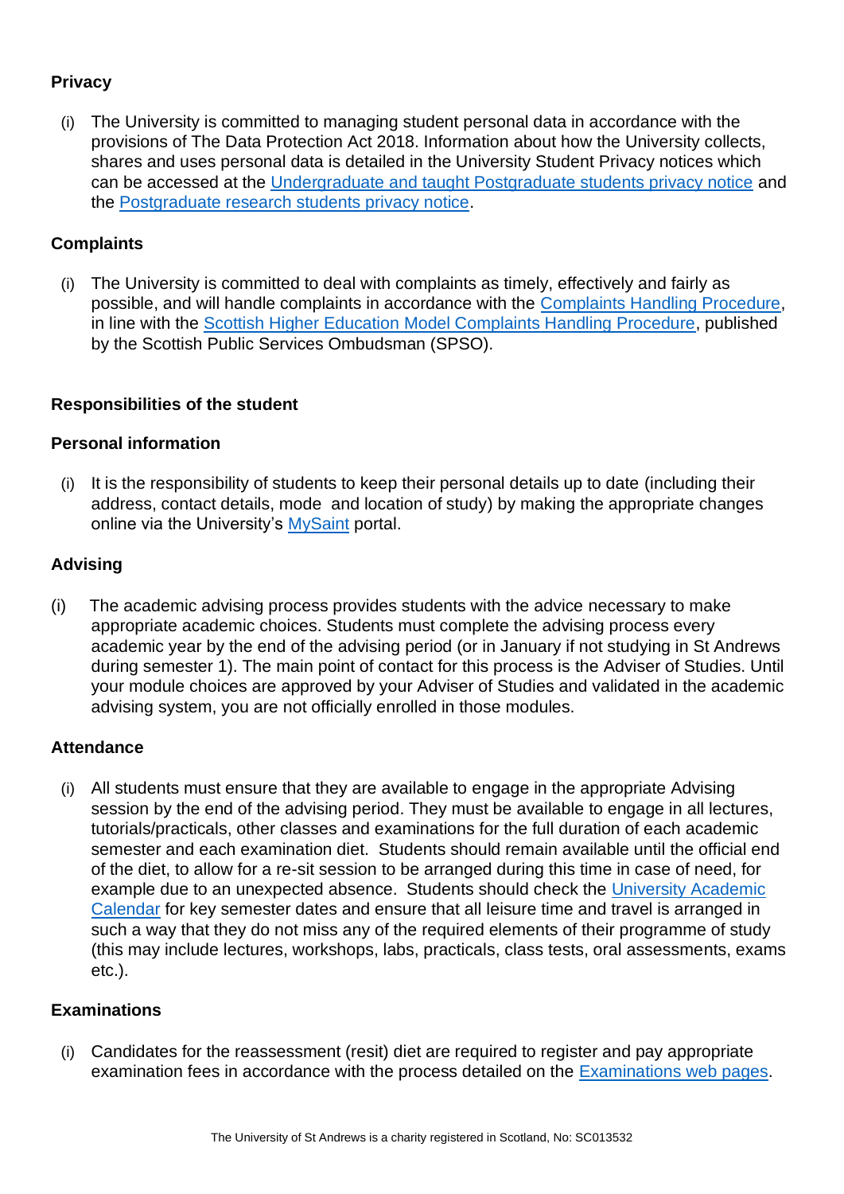### Privacy

(i) The University is committed to managing student personal data in accordance with the provisions of The Data Protection Act 2018. Information about how the University collects, shares and uses personal data is detailed in the University Student Privacy notices which can be accessed at the Undergraduate and taught Postgraduate students privacy notice and the Postgraduate research students privacy notice.

### Complaints

(i) The University is committed to deal with complaints as timely, effectively and fairly as possible, and will handle complaints in accordance with the Complaints Handling Procedure, in line with the Scottish Higher Education Model Complaints Handling Procedure, published by the Scottish Public Services Ombudsman (SPSO).

## Responsibilities of the student

### Personal information

(i) It is the responsibility of students to keep their personal details up to date (including their address, contact details, mode and location of study) by making the appropriate changes online via the University's MySaint portal.

### Advising

(i) The academic advising process provides students with the advice necessary to make appropriate academic choices. Students must complete the advising process every academic year by the end of the advising period (or in January if not studying in St Andrews during semester 1). The main point of contact for this process is the Adviser of Studies. Until your module choices are approved by your Adviser of Studies and validated in the academic advising system, you are not officially enrolled in those modules.

### Attendance

(i) All students must ensure that they are available to engage in the appropriate Advising session by the end of the advising period. They must be available to engage in all lectures, tutorials/practicals, other classes and examinations for the full duration of each academic semester and each examination diet. Students should remain available until the official end of the diet, to allow for a re-sit session to be arranged during this time in case of need, for example due to an unexpected absence. Students should check the University Academic Calendar for key semester dates and ensure that all leisure time and travel is arranged in such a way that they do not miss any of the required elements of their programme of study (this may include lectures, workshops, labs, practicals, class tests, oral assessments, exams etc.).

### Examinations

(i) Candidates for the reassessment (resit) diet are required to register and pay appropriate examination fees in accordance with the process detailed on the Examinations web pages.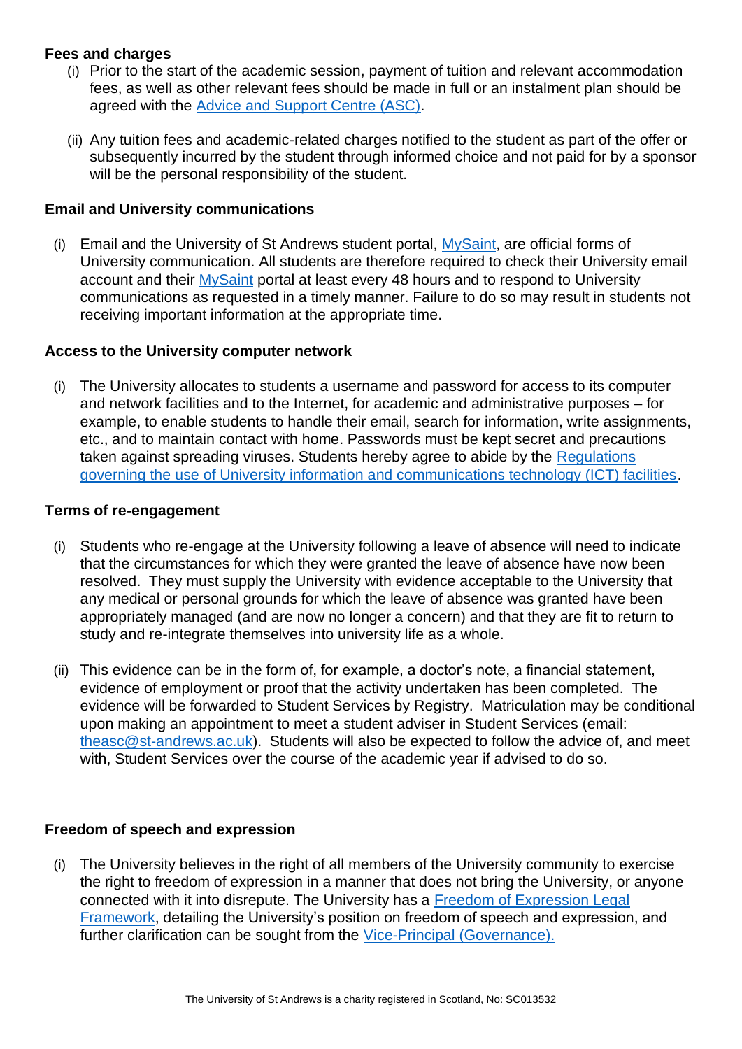**Fees and charges**

(i) Prior to the start of the academic session, payment of tuition and relevant accommodation fees, as well as other relevant fees should be made in full or an instalment plan should be agreed with the Advice and Support Centre (ASC).

(ii) Any tuition fees and academic-related charges notified to the student as part of the offer or subsequently incurred by the student through informed choice and not paid for by a sponsor will be the personal responsibility of the student.

**Email and University communications**

(i) Email and the University of St Andrews student portal, MySaint, are official forms of University communication. All students are therefore required to check their University email account and their MySaint portal at least every 48 hours and to respond to University communications as requested in a timely manner. Failure to do so may result in students not receiving important information at the appropriate time.

**Access to the University computer network**

(i) The University allocates to students a username and password for access to its computer and network facilities and to the Internet, for academic and administrative purposes – for example, to enable students to handle their email, search for information, write assignments, etc., and to maintain contact with home. Passwords must be kept secret and precautions taken against spreading viruses. Students hereby agree to abide by the Regulations governing the use of University information and communications technology (ICT) facilities.

**Terms of re-engagement**

(i) Students who re-engage at the University following a leave of absence will need to indicate that the circumstances for which they were granted the leave of absence have now been resolved. They must supply the University with evidence acceptable to the University that any medical or personal grounds for which the leave of absence was granted have been appropriately managed (and are now no longer a concern) and that they are fit to return to study and re-integrate themselves into university life as a whole.

(ii) This evidence can be in the form of, for example, a doctor's note, a financial statement, evidence of employment or proof that the activity undertaken has been completed. The evidence will be forwarded to Student Services by Registry. Matriculation may be conditional upon making an appointment to meet a student adviser in Student Services (email: theasc@st-andrews.ac.uk). Students will also be expected to follow the advice of, and meet with, Student Services over the course of the academic year if advised to do so.

**Freedom of speech and expression**

(i) The University believes in the right of all members of the University community to exercise the right to freedom of expression in a manner that does not bring the University, or anyone connected with it into disrepute. The University has a Freedom of Expression Legal Framework, detailing the University's position on freedom of speech and expression, and further clarification can be sought from the Vice-Principal (Governance).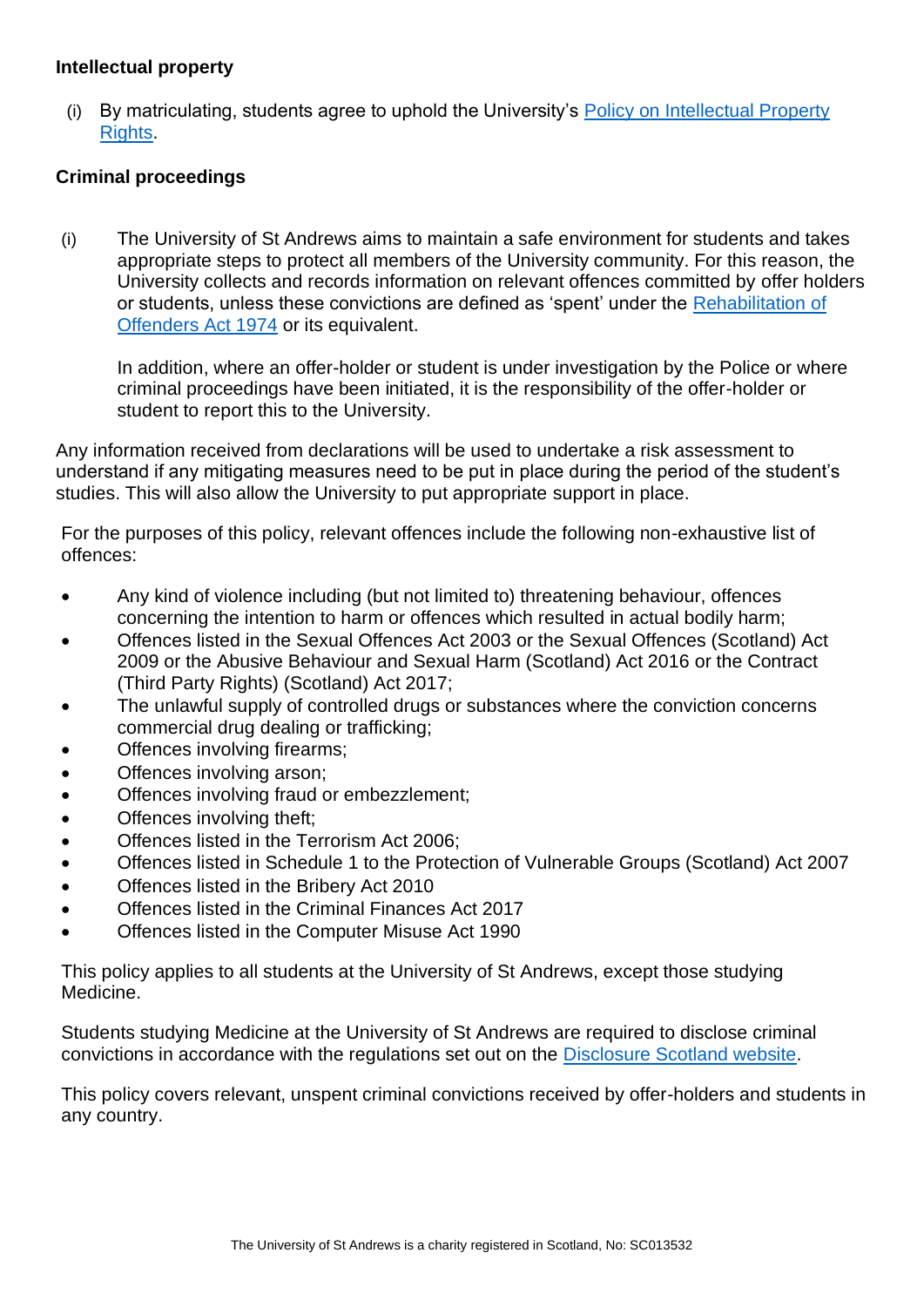**Intellectual property**

(i) By matriculating, students agree to uphold the University's [Policy on Intellectual Property Rights](#).

**Criminal proceedings**

(i) The University of St Andrews aims to maintain a safe environment for students and takes appropriate steps to protect all members of the University community. For this reason, the University collects and records information on relevant offences committed by offer holders or students, unless these convictions are defined as 'spent' under the [Rehabilitation of Offenders Act 1974](#) or its equivalent.

In addition, where an offer-holder or student is under investigation by the Police or where criminal proceedings have been initiated, it is the responsibility of the offer-holder or student to report this to the University.

Any information received from declarations will be used to undertake a risk assessment to understand if any mitigating measures need to be put in place during the period of the student's studies. This will also allow the University to put appropriate support in place.

For the purposes of this policy, relevant offences include the following non-exhaustive list of offences:

- Any kind of violence including (but not limited to) threatening behaviour, offences concerning the intention to harm or offences which resulted in actual bodily harm;
- Offences listed in the Sexual Offences Act 2003 or the Sexual Offences (Scotland) Act 2009 or the Abusive Behaviour and Sexual Harm (Scotland) Act 2016 or the Contract (Third Party Rights) (Scotland) Act 2017;
- The unlawful supply of controlled drugs or substances where the conviction concerns commercial drug dealing or trafficking;
- Offences involving firearms;
- Offences involving arson;
- Offences involving fraud or embezzlement;
- Offences involving theft;
- Offences listed in the Terrorism Act 2006;
- Offences listed in Schedule 1 to the Protection of Vulnerable Groups (Scotland) Act 2007
- Offences listed in the Bribery Act 2010
- Offences listed in the Criminal Finances Act 2017
- Offences listed in the Computer Misuse Act 1990

This policy applies to all students at the University of St Andrews, except those studying Medicine.

Students studying Medicine at the University of St Andrews are required to disclose criminal convictions in accordance with the regulations set out on the [Disclosure Scotland website](#).

This policy covers relevant, unspent criminal convictions received by offer-holders and students in any country.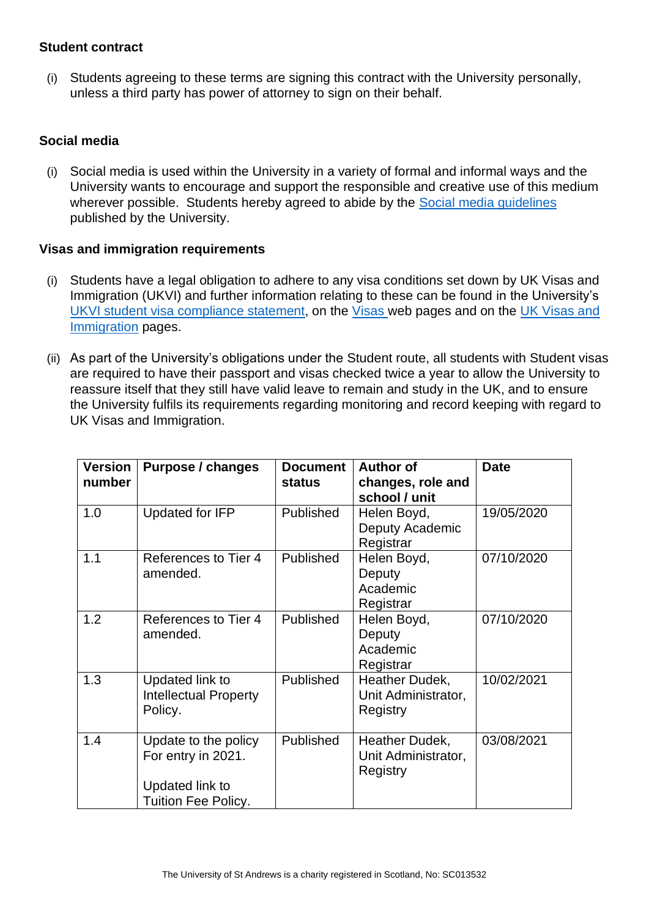**Student contract**

(i) Students agreeing to these terms are signing this contract with the University personally, unless a third party has power of attorney to sign on their behalf.

**Social media**

(i) Social media is used within the University in a variety of formal and informal ways and the University wants to encourage and support the responsible and creative use of this medium wherever possible. Students hereby agreed to abide by the Social media guidelines published by the University.

**Visas and immigration requirements**

(i) Students have a legal obligation to adhere to any visa conditions set down by UK Visas and Immigration (UKVI) and further information relating to these can be found in the University's UKVI student visa compliance statement, on the Visas web pages and on the UK Visas and Immigration pages.

(ii) As part of the University's obligations under the Student route, all students with Student visas are required to have their passport and visas checked twice a year to allow the University to reassure itself that they still have valid leave to remain and study in the UK, and to ensure the University fulfils its requirements regarding monitoring and record keeping with regard to UK Visas and Immigration.

| Version number | Purpose / changes | Document status | Author of changes, role and school / unit | Date |
|---|---|---|---|---|
| 1.0 | Updated for IFP | Published | Helen Boyd, Deputy Academic Registrar | 19/05/2020 |
| 1.1 | References to Tier 4 amended. | Published | Helen Boyd, Deputy Academic Registrar | 07/10/2020 |
| 1.2 | References to Tier 4 amended. | Published | Helen Boyd, Deputy Academic Registrar | 07/10/2020 |
| 1.3 | Updated link to Intellectual Property Policy. | Published | Heather Dudek, Unit Administrator, Registry | 10/02/2021 |
| 1.4 | Update to the policy For entry in 2021.<br><br>Updated link to Tuition Fee Policy. | Published | Heather Dudek, Unit Administrator, Registry | 03/08/2021 |

The University of St Andrews is a charity registered in Scotland, No: SC013532